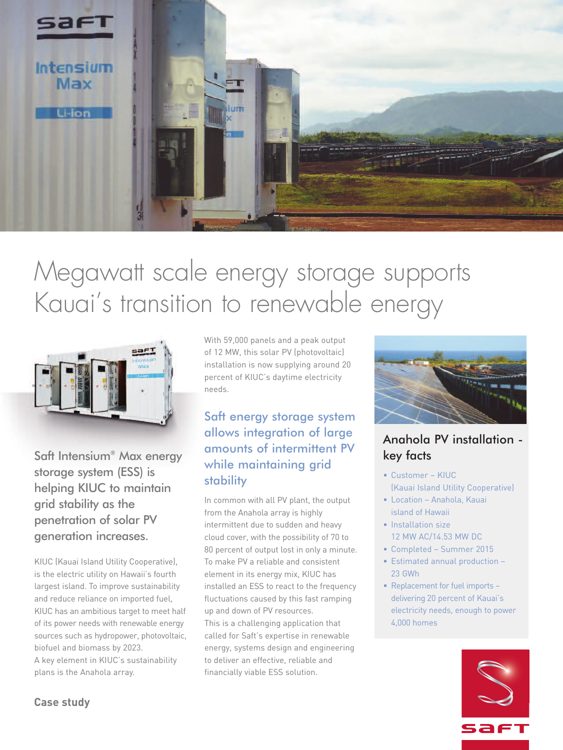# Megawatt scale energy storage supports Kauai's transition to renewable energy

## Saft Intensium® Max energy storage system (ESS) is helping KIUC to maintain grid stability as the penetration of solar PV generation increases.

KIUC (Kauai Island Utility Cooperative), is the electric utility on Hawaii's fourth largest island. To improve sustainability and reduce reliance on imported fuel, KIUC has an ambitious target to meet half of its power needs with renewable energy sources such as hydropower, photovoltaic, biofuel and biomass by 2023.

A key element in KIUC's sustainability plans is the Anahola array.

With 59,000 panels and a peak output of 12 MW, this solar PV (photovoltaic) installation is now supplying around 20 percent of KIUC's daytime electricity needs.

### Saft energy storage system allows integration of large amounts of intermittent PV while maintaining grid stability

In common with all PV plant, the output from the Anahola array is highly intermittent due to sudden and heavy cloud cover, with the possibility of 70 to 80 percent of output lost in only a minute. To make PV a reliable and consistent element in its energy mix, KIUC has installed an ESS to react to the frequency fluctuations caused by this fast ramping up and down of PV resources.

This is a challenging application that called for Saft's expertise in renewable energy, systems design and engineering to deliver an effective, reliable and financially viable ESS solution.

### Anahola PV installation - key facts

- Customer – KIUC (Kauai Island Utility Cooperative)
- Location – Anahola, Kauai island of Hawaii
- Installation size 12 MW AC/14.53 MW DC
- Completed – Summer 2015
- Estimated annual production – 23 GWh
- Replacement for fuel imports – delivering 20 percent of Kauai's electricity needs, enough to power 4,000 homes

**Case study**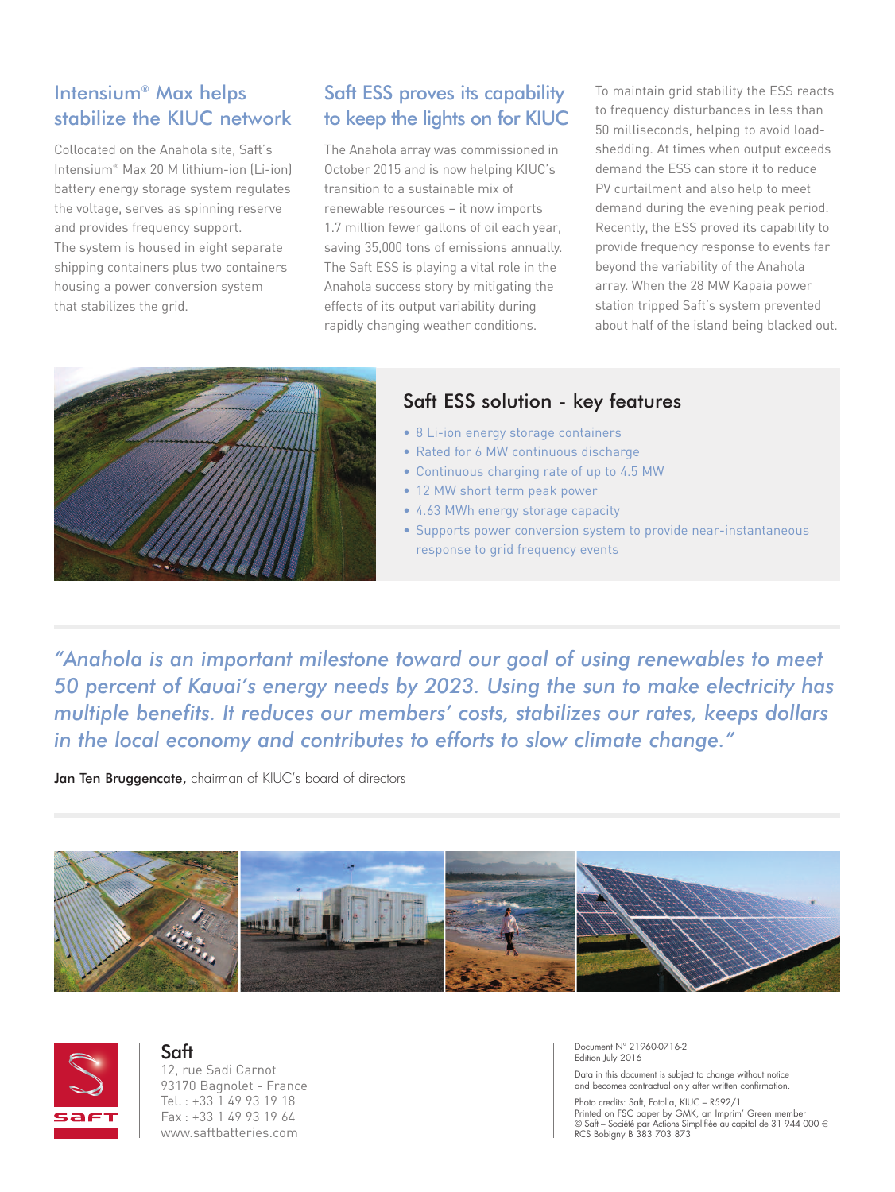## Intensium® Max helps stabilize the KIUC network

Collocated on the Anahola site, Saft's Intensium® Max 20 M lithium-ion (Li-ion) battery energy storage system regulates the voltage, serves as spinning reserve and provides frequency support. The system is housed in eight separate shipping containers plus two containers housing a power conversion system that stabilizes the grid.

## Saft ESS proves its capability to keep the lights on for KIUC

The Anahola array was commissioned in October 2015 and is now helping KIUC's transition to a sustainable mix of renewable resources – it now imports 1.7 million fewer gallons of oil each year, saving 35,000 tons of emissions annually. The Saft ESS is playing a vital role in the Anahola success story by mitigating the effects of its output variability during rapidly changing weather conditions.

To maintain grid stability the ESS reacts to frequency disturbances in less than 50 milliseconds, helping to avoid load-shedding. At times when output exceeds demand the ESS can store it to reduce PV curtailment and also help to meet demand during the evening peak period. Recently, the ESS proved its capability to provide frequency response to events far beyond the variability of the Anahola array. When the 28 MW Kapaia power station tripped Saft's system prevented about half of the island being blacked out.

### Saft ESS solution - key features

- 8 Li-ion energy storage containers
- Rated for 6 MW continuous discharge
- Continuous charging rate of up to 4.5 MW
- 12 MW short term peak power
- 4.63 MWh energy storage capacity
- Supports power conversion system to provide near-instantaneous response to grid frequency events

*"Anahola is an important milestone toward our goal of using renewables to meet 50 percent of Kauai's energy needs by 2023. Using the sun to make electricity has multiple benefits. It reduces our members' costs, stabilizes our rates, keeps dollars in the local economy and contributes to efforts to slow climate change."*

**Jan Ten Bruggencate,** chairman of KIUC's board of directors

**Saft**
12, rue Sadi Carnot
93170 Bagnolet - France
Tel. : +33 1 49 93 19 18
Fax : +33 1 49 93 19 64
www.saftbatteries.com

Document N° 21960-0716-2
Edition July 2016

Data in this document is subject to change without notice and becomes contractual only after written confirmation.

Photo credits: Saft, Fotolia, KIUC – R592/1
Printed on FSC paper by GMK, an Imprim' Green member
© Saft – Société par Actions Simplifiée au capital de 31 944 000 €
RCS Bobigny B 383 703 873